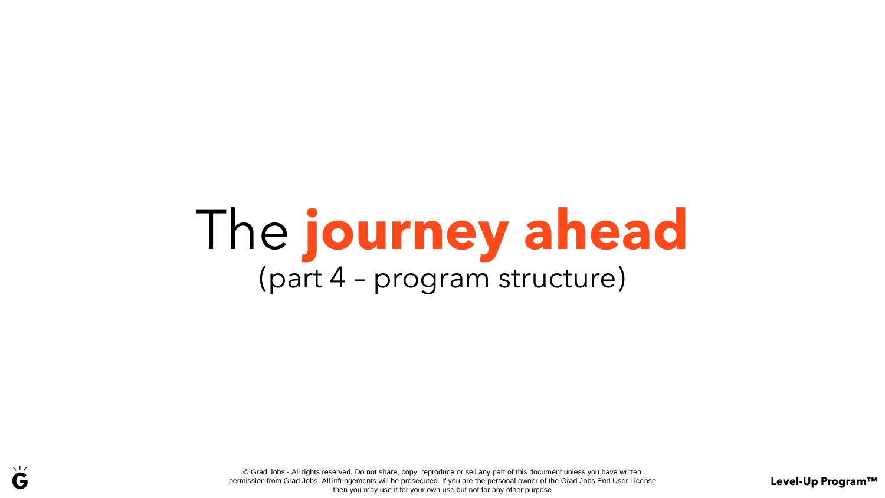# The **journey ahead**

(part 4 – program structure)

© Grad Jobs - All rights reserved. Do not share, copy, reproduce or sell any part of this document unless you have written permission from Grad Jobs. All infringements will be prosecuted. If you are the personal owner of the Grad Jobs End User License then you may use it for your own use but not for any other purpose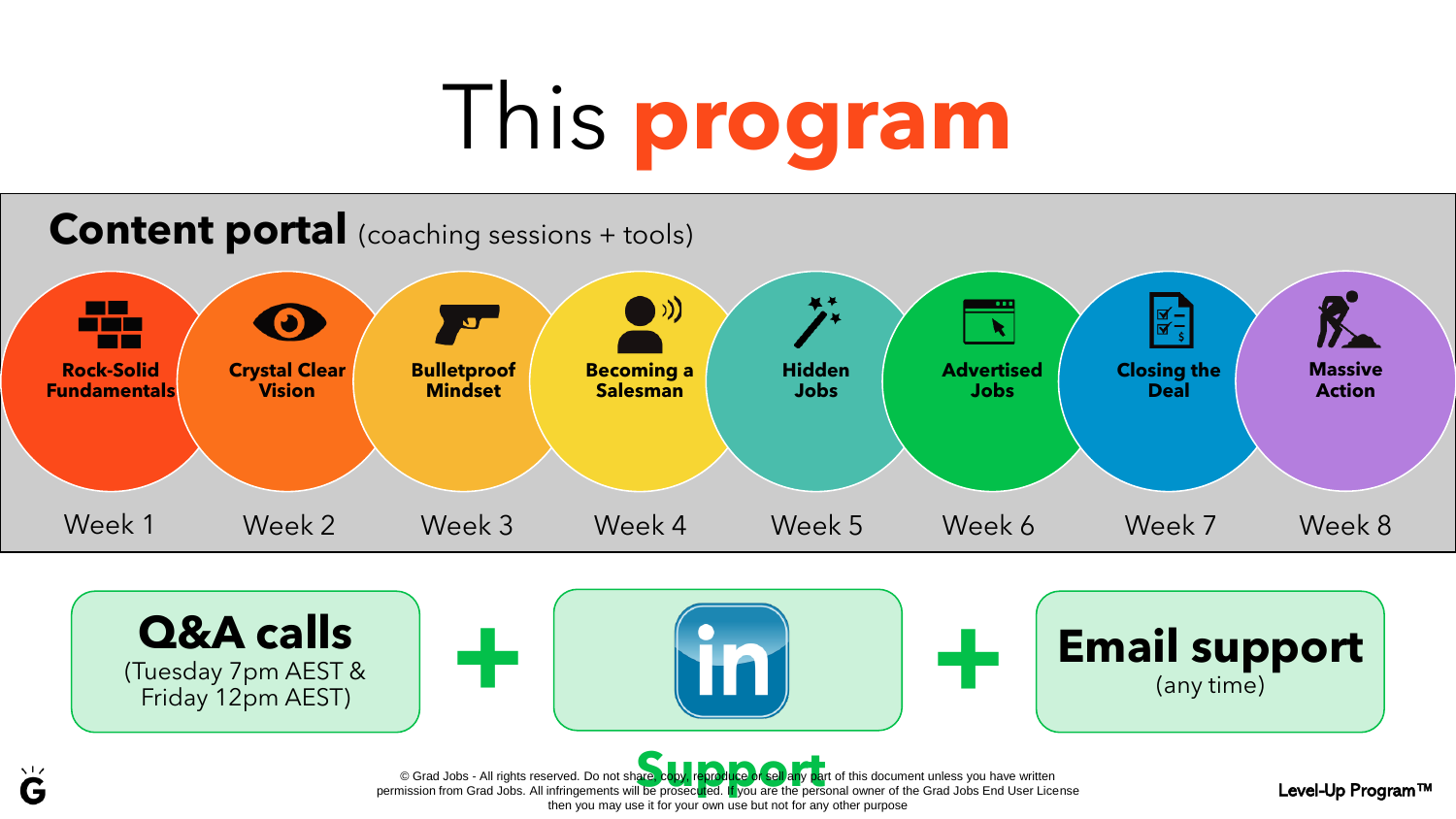# This **program**

## **Content portal** (coaching sessions + tools)

| Week | Module |
|---|---|
| Week 1 | Rock-Solid Fundamentals |
| Week 2 | Crystal Clear Vision |
| Week 3 | Bulletproof Mindset |
| Week 4 | Becoming a Salesman |
| Week 5 | Hidden Jobs |
| Week 6 | Advertised Jobs |
| Week 7 | Closing the Deal |
| Week 8 | Massive Action |

**Q&A calls**
(Tuesday 7pm AEST & Friday 12pm AEST)

+

**in** **Support**

+

**Email support**
(any time)

© Grad Jobs - All rights reserved. Do not share, copy, reproduce or sell any part of this document unless you have written permission from Grad Jobs. All infringements will be prosecuted. If you are the personal owner of the Grad Jobs End User License then you may use it for your own use but not for any other purpose

Level-Up Program™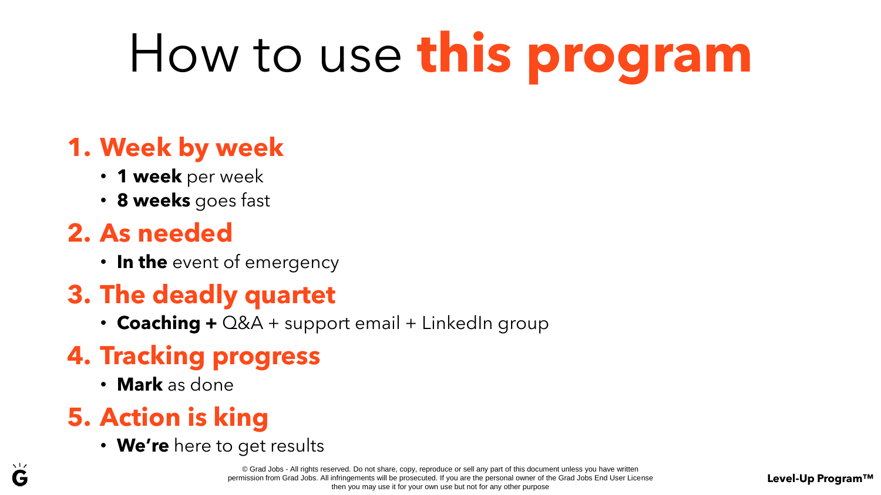# How to use **this program**

1. **Week by week**
   - **1 week** per week
   - **8 weeks** goes fast
2. **As needed**
   - **In the** event of emergency
3. **The deadly quartet**
   - **Coaching +** Q&A + support email + LinkedIn group
4. **Tracking progress**
   - **Mark** as done
5. **Action is king**
   - **We're** here to get results

© Grad Jobs - All rights reserved. Do not share, copy, reproduce or sell any part of this document unless you have written permission from Grad Jobs. All infringements will be prosecuted. If you are the personal owner of the Grad Jobs End User License then you may use it for your own use but not for any other purpose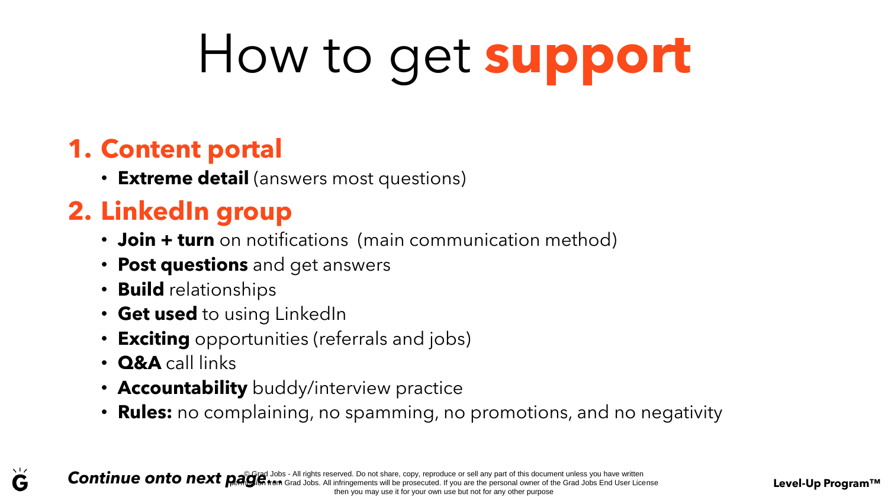# How to get **support**

## 1. Content portal

- **Extreme detail** (answers most questions)

## 2. LinkedIn group

- **Join + turn** on notifications (main communication method)
- **Post questions** and get answers
- **Build** relationships
- **Get used** to using LinkedIn
- **Exciting** opportunities (referrals and jobs)
- **Q&A** call links
- **Accountability** buddy/interview practice
- **Rules:** no complaining, no spamming, no promotions, and no negativity

***Continue onto next page...***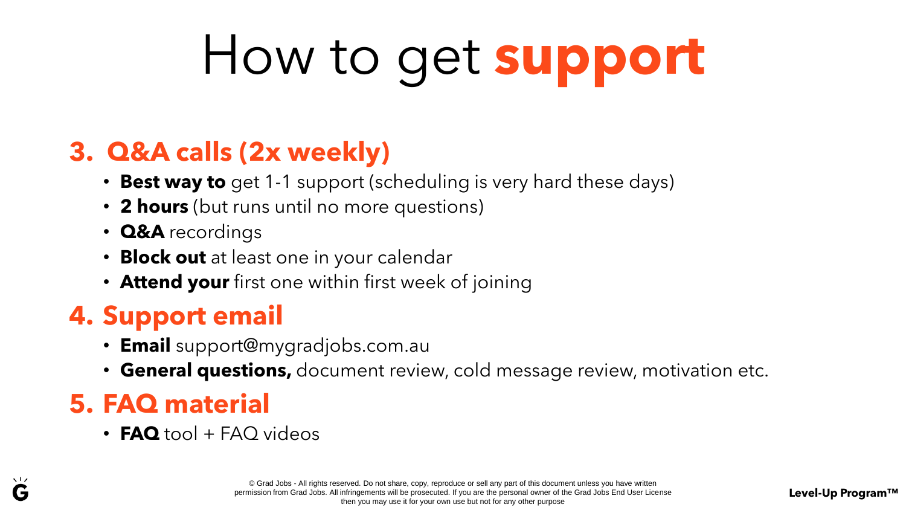# How to get **support**

## 3. Q&A calls (2x weekly)

- **Best way to** get 1-1 support (scheduling is very hard these days)
- **2 hours** (but runs until no more questions)
- **Q&A** recordings
- **Block out** at least one in your calendar
- **Attend your** first one within first week of joining

## 4. Support email

- **Email** support@mygradjobs.com.au
- **General questions,** document review, cold message review, motivation etc.

## 5. FAQ material

- **FAQ** tool + FAQ videos

© Grad Jobs - All rights reserved. Do not share, copy, reproduce or sell any part of this document unless you have written permission from Grad Jobs. All infringements will be prosecuted. If you are the personal owner of the Grad Jobs End User License then you may use it for your own use but not for any other purpose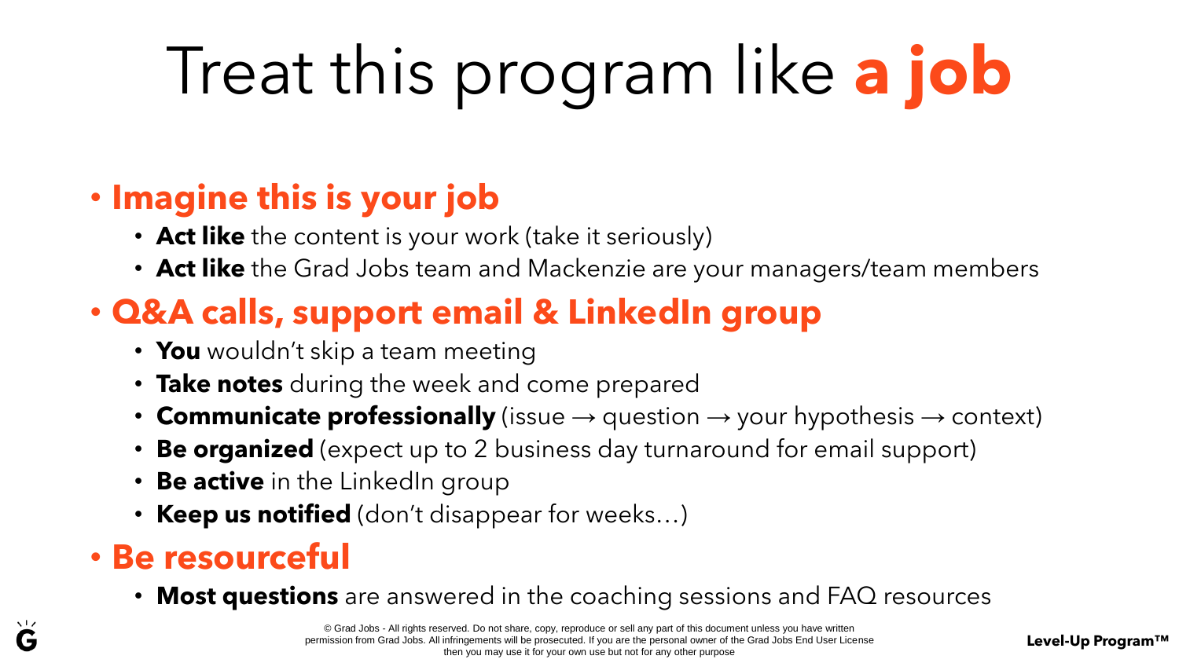# Treat this program like **a job**

- **Imagine this is your job**
  - **Act like** the content is your work (take it seriously)
  - **Act like** the Grad Jobs team and Mackenzie are your managers/team members
- **Q&A calls, support email & LinkedIn group**
  - **You** wouldn't skip a team meeting
  - **Take notes** during the week and come prepared
  - **Communicate professionally** (issue → question → your hypothesis → context)
  - **Be organized** (expect up to 2 business day turnaround for email support)
  - **Be active** in the LinkedIn group
  - **Keep us notified** (don't disappear for weeks…)
- **Be resourceful**
  - **Most questions** are answered in the coaching sessions and FAQ resources

© Grad Jobs - All rights reserved. Do not share, copy, reproduce or sell any part of this document unless you have written permission from Grad Jobs. All infringements will be prosecuted. If you are the personal owner of the Grad Jobs End User License then you may use it for your own use but not for any other purpose

**Level-Up Program™**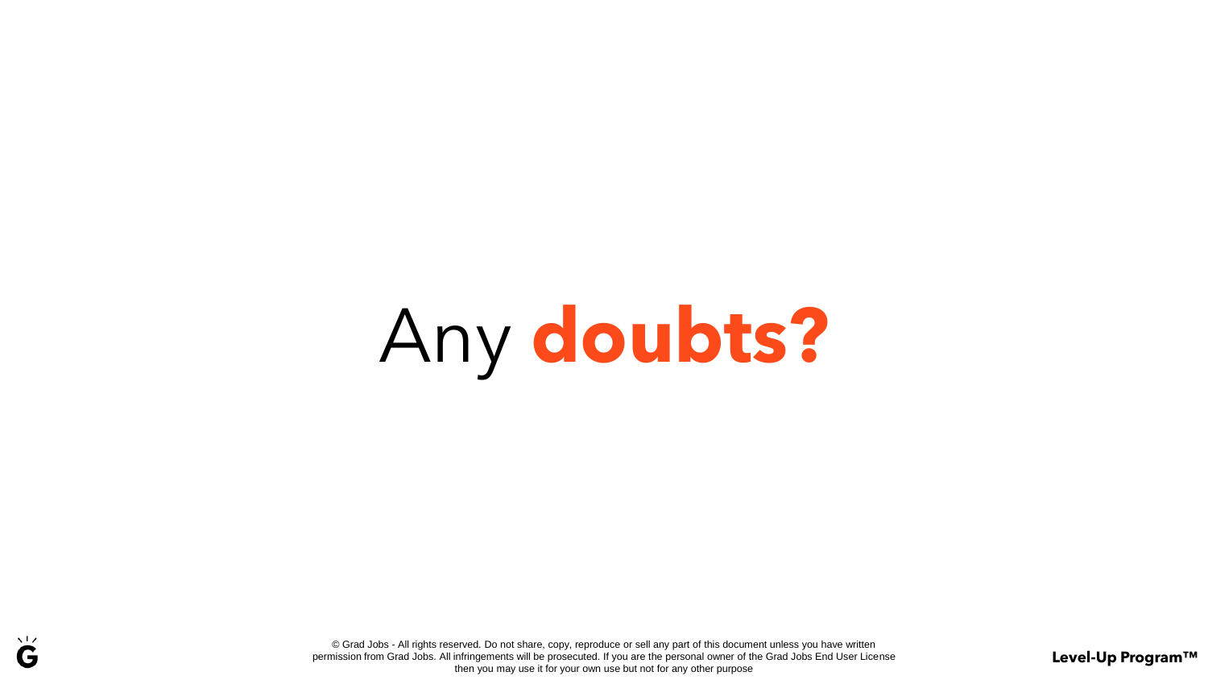# Any **doubts?**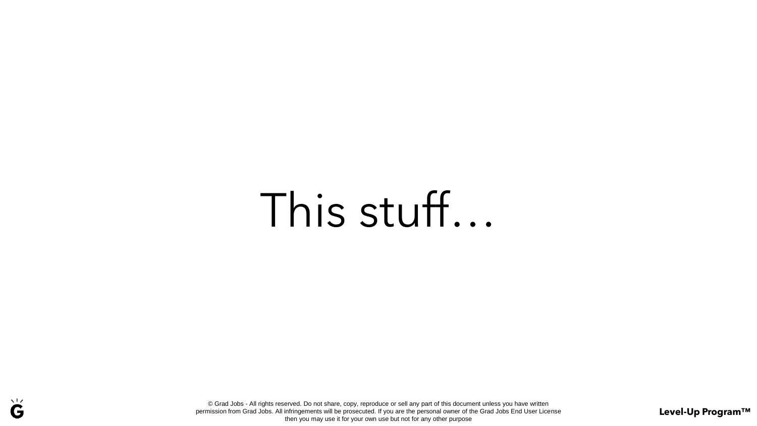This stuff…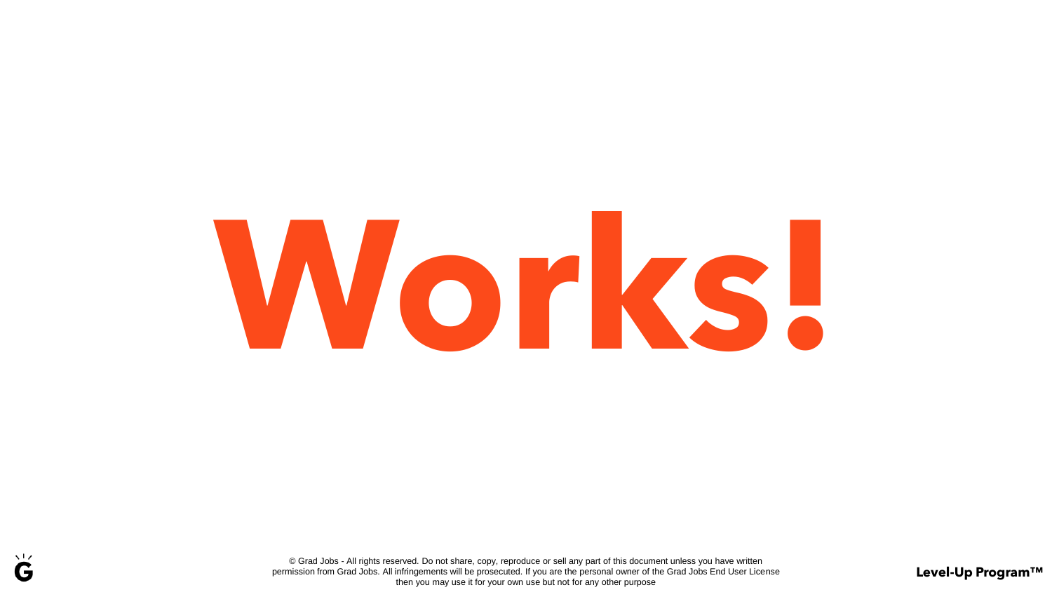# Works!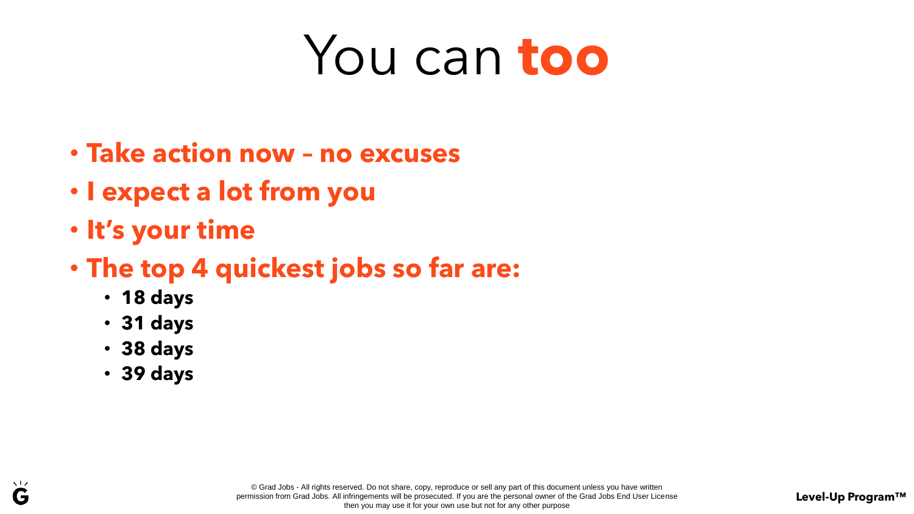# You can **too**

- **Take action now – no excuses**
- **I expect a lot from you**
- **It's your time**
- **The top 4 quickest jobs so far are:**
  - **18 days**
  - **31 days**
  - **38 days**
  - **39 days**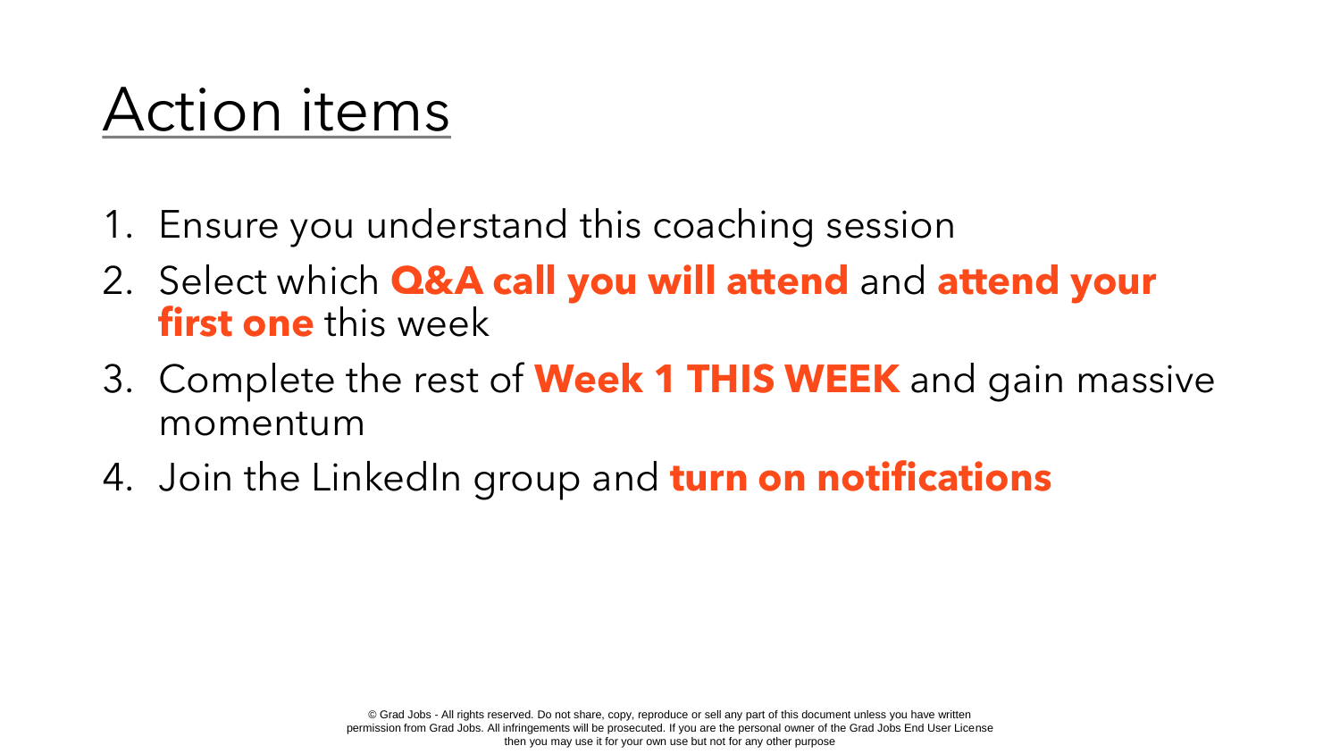# Action items

1. Ensure you understand this coaching session
2. Select which **Q&A call you will attend** and **attend your first one** this week
3. Complete the rest of **Week 1 THIS WEEK** and gain massive momentum
4. Join the LinkedIn group and **turn on notifications**

© Grad Jobs - All rights reserved. Do not share, copy, reproduce or sell any part of this document unless you have written permission from Grad Jobs. All infringements will be prosecuted. If you are the personal owner of the Grad Jobs End User License then you may use it for your own use but not for any other purpose